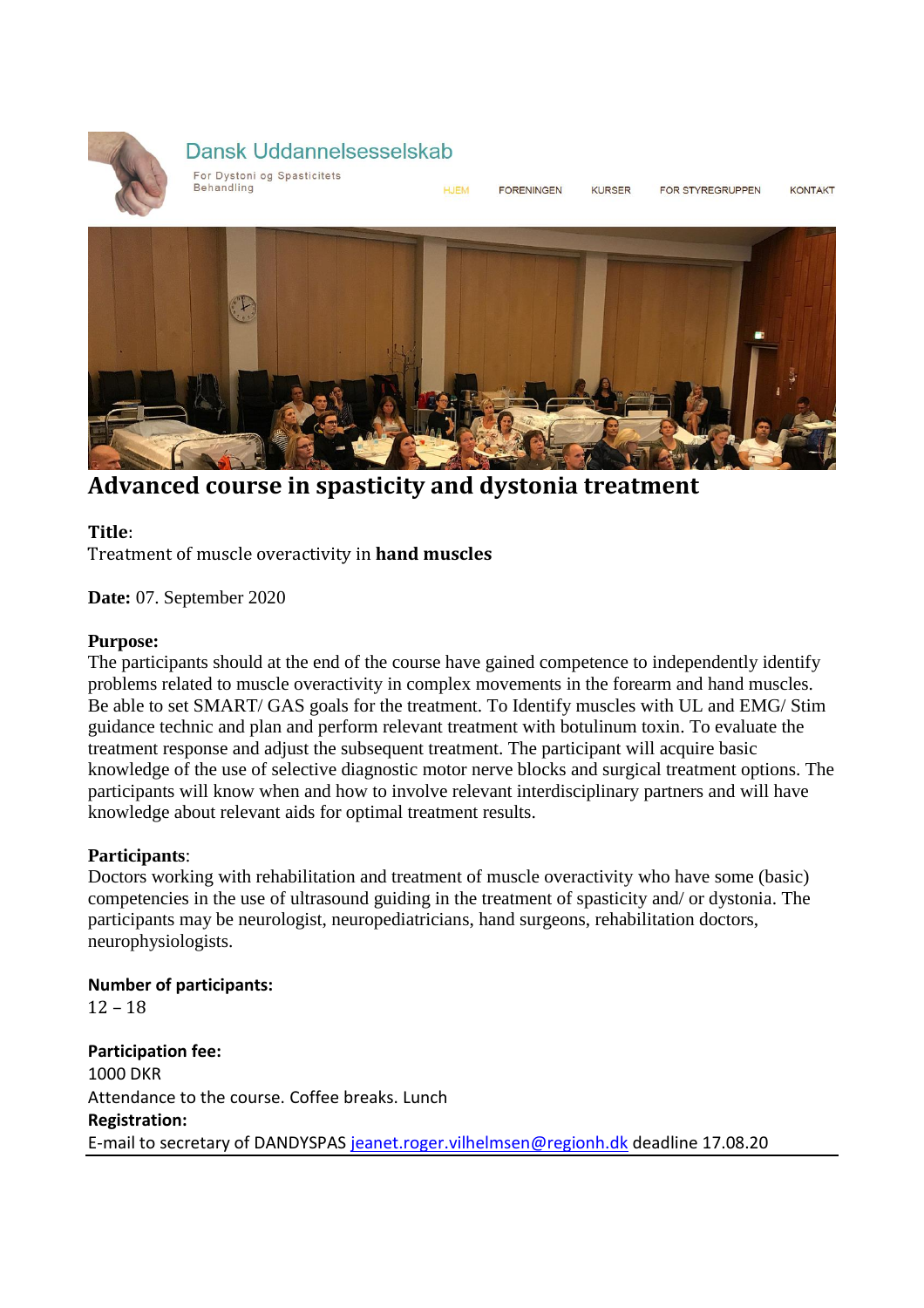Dansk Uddannelsesselskab

For Dystoni og Spasticitets Behandling

HJEM FORENINGEN KURSER FOR STYREGRUPPEN KONTAKT

# Advanced course in spasticity and dystonia treatment

**Title**:
Treatment of muscle overactivity in **hand muscles**

**Date:** 07. September 2020

**Purpose:**
The participants should at the end of the course have gained competence to independently identify problems related to muscle overactivity in complex movements in the forearm and hand muscles. Be able to set SMART/ GAS goals for the treatment. To Identify muscles with UL and EMG/ Stim guidance technic and plan and perform relevant treatment with botulinum toxin. To evaluate the treatment response and adjust the subsequent treatment. The participant will acquire basic knowledge of the use of selective diagnostic motor nerve blocks and surgical treatment options. The participants will know when and how to involve relevant interdisciplinary partners and will have knowledge about relevant aids for optimal treatment results.

**Participants**:
Doctors working with rehabilitation and treatment of muscle overactivity who have some (basic) competencies in the use of ultrasound guiding in the treatment of spasticity and/ or dystonia. The participants may be neurologist, neuropediatricians, hand surgeons, rehabilitation doctors, neurophysiologists.

**Number of participants:**
12 – 18

**Participation fee:**
1000 DKR
Attendance to the course. Coffee breaks. Lunch

**Registration:**
E-mail to secretary of DANDYSPAS jeanet.roger.vilhelmsen@regionh.dk deadline 17.08.20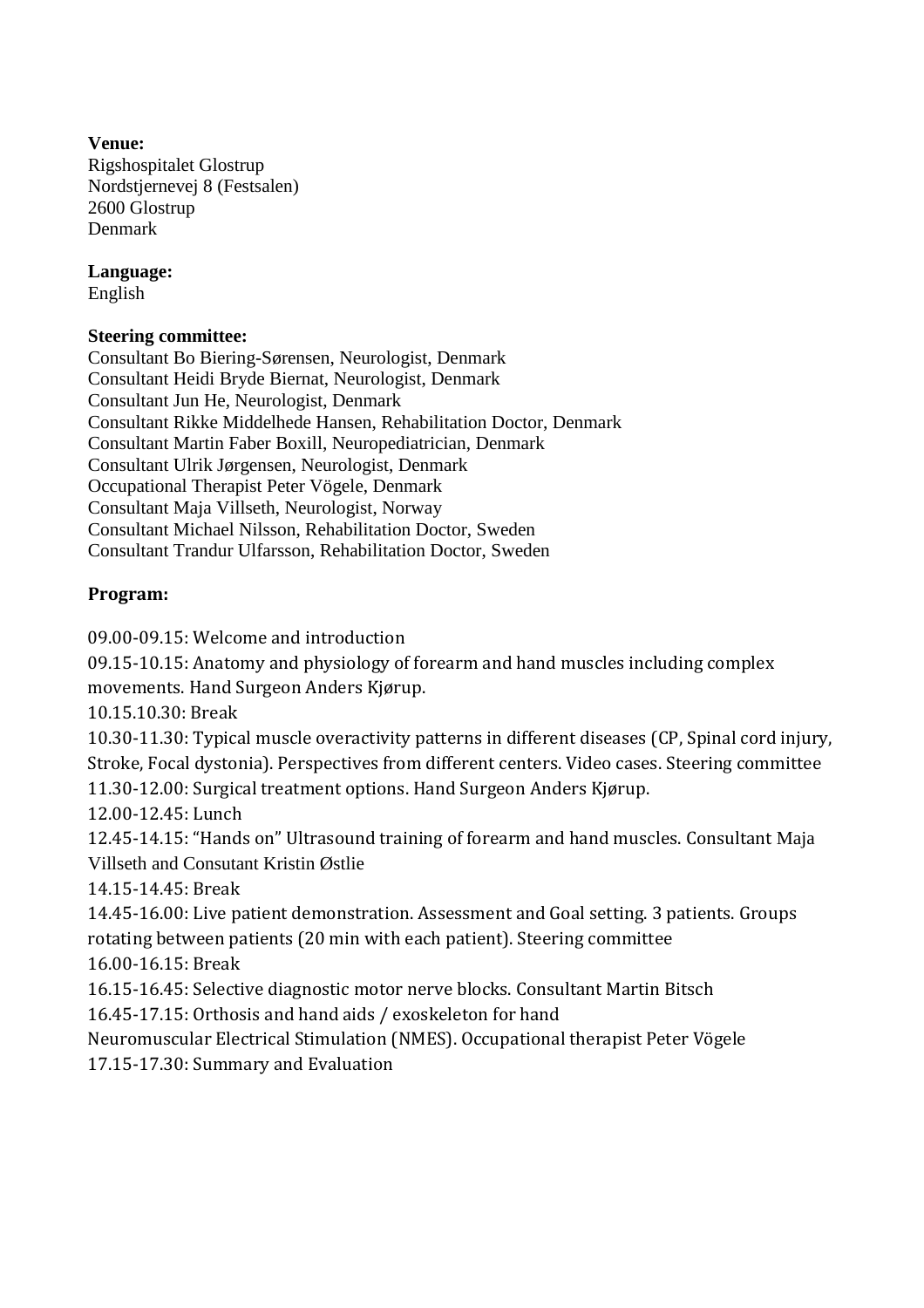**Venue:**
Rigshospitalet Glostrup
Nordstjernevej 8 (Festsalen)
2600 Glostrup
Denmark

**Language:**
English

**Steering committee:**
Consultant Bo Biering-Sørensen, Neurologist, Denmark
Consultant Heidi Bryde Biernat, Neurologist, Denmark
Consultant Jun He, Neurologist, Denmark
Consultant Rikke Middelhede Hansen, Rehabilitation Doctor, Denmark
Consultant Martin Faber Boxill, Neuropediatrician, Denmark
Consultant Ulrik Jørgensen, Neurologist, Denmark
Occupational Therapist Peter Vögele, Denmark
Consultant Maja Villseth, Neurologist, Norway
Consultant Michael Nilsson, Rehabilitation Doctor, Sweden
Consultant Trandur Ulfarsson, Rehabilitation Doctor, Sweden

**Program:**

09.00-09.15: Welcome and introduction
09.15-10.15: Anatomy and physiology of forearm and hand muscles including complex movements. Hand Surgeon Anders Kjørup.
10.15.10.30: Break
10.30-11.30: Typical muscle overactivity patterns in different diseases (CP, Spinal cord injury, Stroke, Focal dystonia). Perspectives from different centers. Video cases. Steering committee
11.30-12.00: Surgical treatment options. Hand Surgeon Anders Kjørup.
12.00-12.45: Lunch
12.45-14.15: "Hands on" Ultrasound training of forearm and hand muscles. Consultant Maja Villseth and Consutant Kristin Østlie
14.15-14.45: Break
14.45-16.00: Live patient demonstration. Assessment and Goal setting. 3 patients. Groups rotating between patients (20 min with each patient). Steering committee
16.00-16.15: Break
16.15-16.45: Selective diagnostic motor nerve blocks. Consultant Martin Bitsch
16.45-17.15: Orthosis and hand aids / exoskeleton for hand
Neuromuscular Electrical Stimulation (NMES). Occupational therapist Peter Vögele
17.15-17.30: Summary and Evaluation